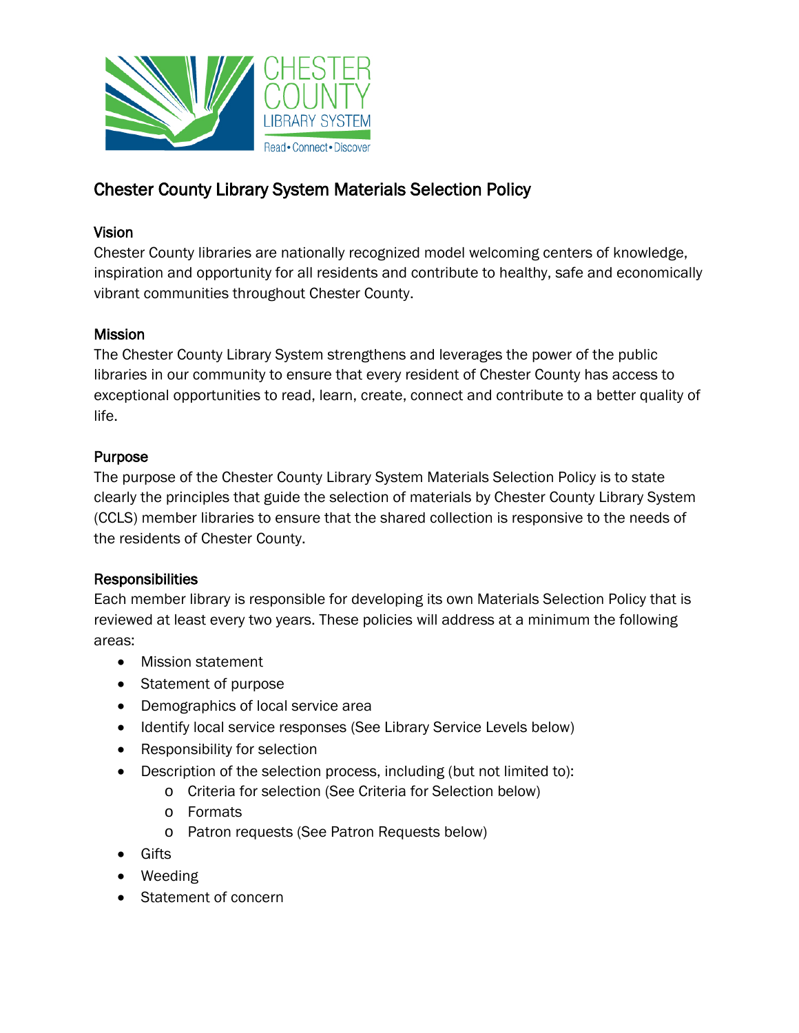# Chester County Library System Materials Selection Policy

## Vision

Chester County libraries are nationally recognized model welcoming centers of knowledge, inspiration and opportunity for all residents and contribute to healthy, safe and economically vibrant communities throughout Chester County.

## Mission

The Chester County Library System strengthens and leverages the power of the public libraries in our community to ensure that every resident of Chester County has access to exceptional opportunities to read, learn, create, connect and contribute to a better quality of life.

## Purpose

The purpose of the Chester County Library System Materials Selection Policy is to state clearly the principles that guide the selection of materials by Chester County Library System (CCLS) member libraries to ensure that the shared collection is responsive to the needs of the residents of Chester County.

## Responsibilities

Each member library is responsible for developing its own Materials Selection Policy that is reviewed at least every two years. These policies will address at a minimum the following areas:

- Mission statement
- Statement of purpose
- Demographics of local service area
- Identify local service responses (See Library Service Levels below)
- Responsibility for selection
- Description of the selection process, including (but not limited to):
  - Criteria for selection (See Criteria for Selection below)
  - Formats
  - Patron requests (See Patron Requests below)
- Gifts
- Weeding
- Statement of concern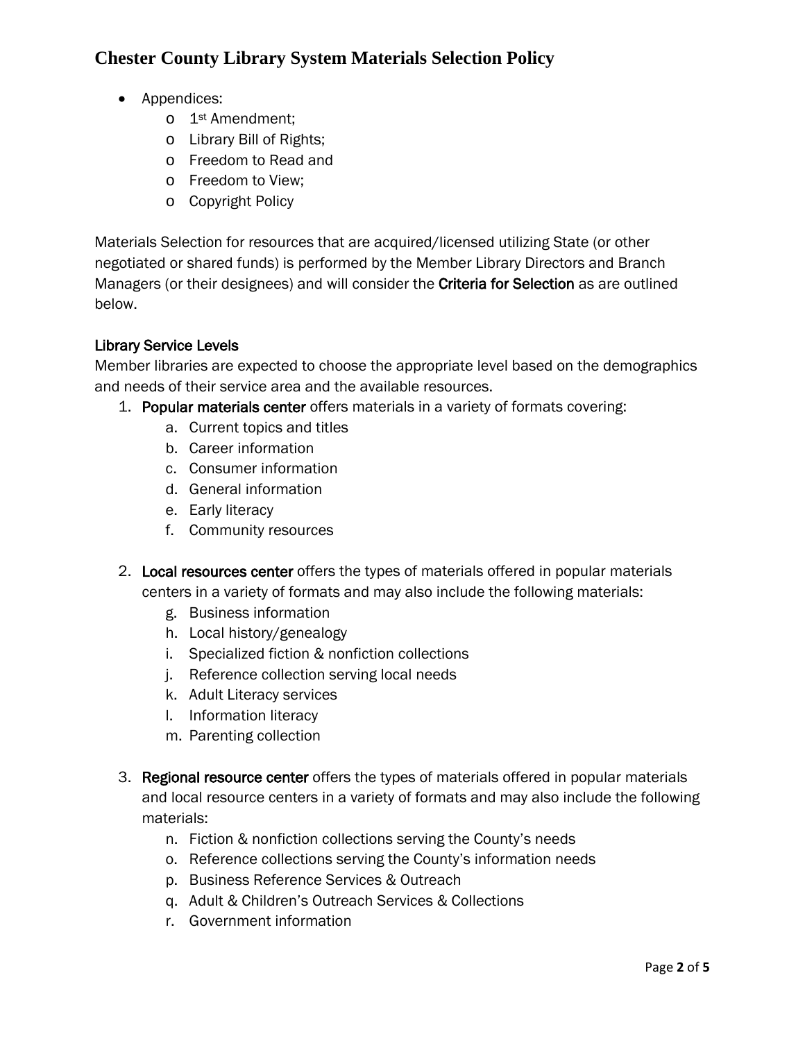- Appendices:
  - 1st Amendment;
  - Library Bill of Rights;
  - Freedom to Read and
  - Freedom to View;
  - Copyright Policy

Materials Selection for resources that are acquired/licensed utilizing State (or other negotiated or shared funds) is performed by the Member Library Directors and Branch Managers (or their designees) and will consider the **Criteria for Selection** as are outlined below.

**Library Service Levels**

Member libraries are expected to choose the appropriate level based on the demographics and needs of their service area and the available resources.

1. **Popular materials center** offers materials in a variety of formats covering:
   a. Current topics and titles
   b. Career information
   c. Consumer information
   d. General information
   e. Early literacy
   f. Community resources

2. **Local resources center** offers the types of materials offered in popular materials centers in a variety of formats and may also include the following materials:
   g. Business information
   h. Local history/genealogy
   i. Specialized fiction & nonfiction collections
   j. Reference collection serving local needs
   k. Adult Literacy services
   l. Information literacy
   m. Parenting collection

3. **Regional resource center** offers the types of materials offered in popular materials and local resource centers in a variety of formats and may also include the following materials:
   n. Fiction & nonfiction collections serving the County's needs
   o. Reference collections serving the County's information needs
   p. Business Reference Services & Outreach
   q. Adult & Children's Outreach Services & Collections
   r. Government information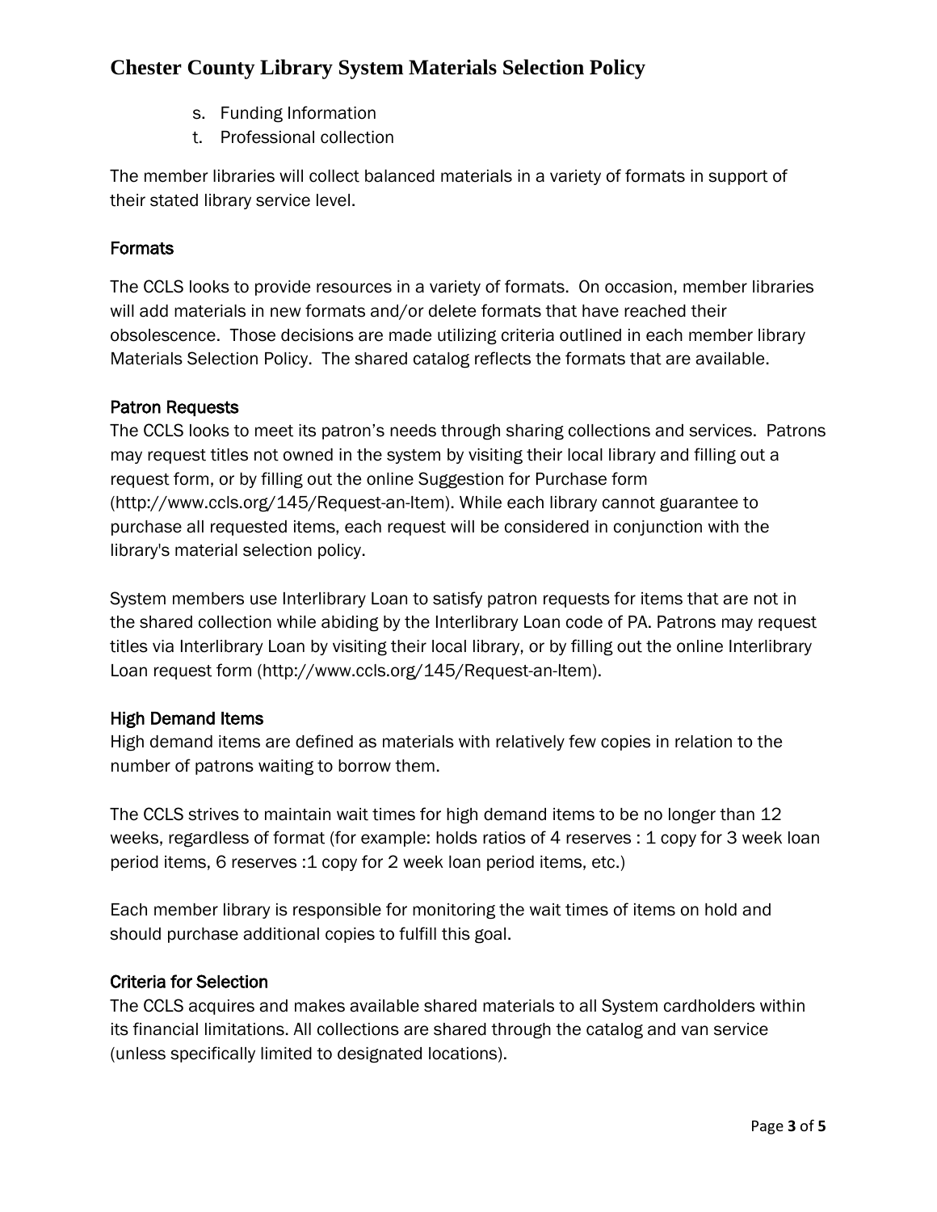s. Funding Information
t. Professional collection

The member libraries will collect balanced materials in a variety of formats in support of their stated library service level.

## Formats

The CCLS looks to provide resources in a variety of formats. On occasion, member libraries will add materials in new formats and/or delete formats that have reached their obsolescence. Those decisions are made utilizing criteria outlined in each member library Materials Selection Policy. The shared catalog reflects the formats that are available.

## Patron Requests

The CCLS looks to meet its patron's needs through sharing collections and services. Patrons may request titles not owned in the system by visiting their local library and filling out a request form, or by filling out the online Suggestion for Purchase form (http://www.ccls.org/145/Request-an-Item). While each library cannot guarantee to purchase all requested items, each request will be considered in conjunction with the library's material selection policy.

System members use Interlibrary Loan to satisfy patron requests for items that are not in the shared collection while abiding by the Interlibrary Loan code of PA. Patrons may request titles via Interlibrary Loan by visiting their local library, or by filling out the online Interlibrary Loan request form (http://www.ccls.org/145/Request-an-Item).

## High Demand Items

High demand items are defined as materials with relatively few copies in relation to the number of patrons waiting to borrow them.

The CCLS strives to maintain wait times for high demand items to be no longer than 12 weeks, regardless of format (for example: holds ratios of 4 reserves : 1 copy for 3 week loan period items, 6 reserves :1 copy for 2 week loan period items, etc.)

Each member library is responsible for monitoring the wait times of items on hold and should purchase additional copies to fulfill this goal.

## Criteria for Selection

The CCLS acquires and makes available shared materials to all System cardholders within its financial limitations. All collections are shared through the catalog and van service (unless specifically limited to designated locations).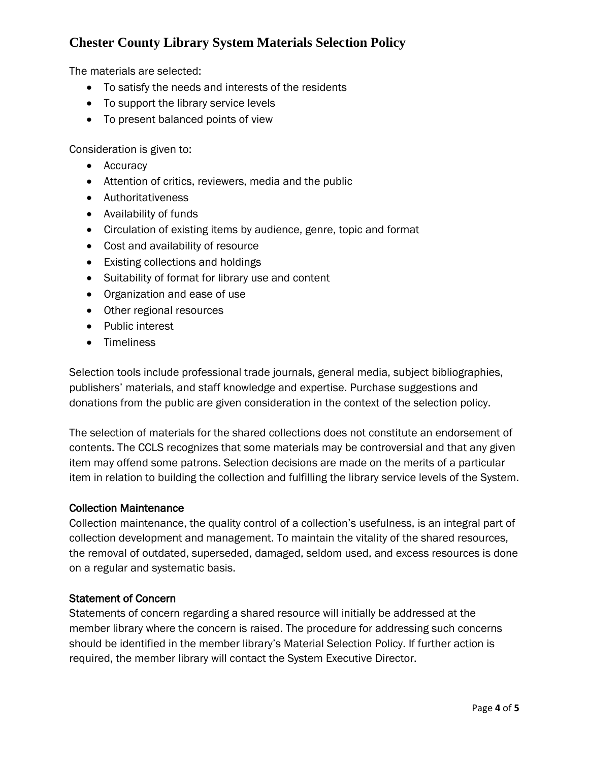# Chester County Library System Materials Selection Policy

The materials are selected:

- To satisfy the needs and interests of the residents
- To support the library service levels
- To present balanced points of view

Consideration is given to:

- Accuracy
- Attention of critics, reviewers, media and the public
- Authoritativeness
- Availability of funds
- Circulation of existing items by audience, genre, topic and format
- Cost and availability of resource
- Existing collections and holdings
- Suitability of format for library use and content
- Organization and ease of use
- Other regional resources
- Public interest
- Timeliness

Selection tools include professional trade journals, general media, subject bibliographies, publishers' materials, and staff knowledge and expertise. Purchase suggestions and donations from the public are given consideration in the context of the selection policy.

The selection of materials for the shared collections does not constitute an endorsement of contents. The CCLS recognizes that some materials may be controversial and that any given item may offend some patrons. Selection decisions are made on the merits of a particular item in relation to building the collection and fulfilling the library service levels of the System.

## Collection Maintenance

Collection maintenance, the quality control of a collection's usefulness, is an integral part of collection development and management. To maintain the vitality of the shared resources, the removal of outdated, superseded, damaged, seldom used, and excess resources is done on a regular and systematic basis.

## Statement of Concern

Statements of concern regarding a shared resource will initially be addressed at the member library where the concern is raised. The procedure for addressing such concerns should be identified in the member library's Material Selection Policy. If further action is required, the member library will contact the System Executive Director.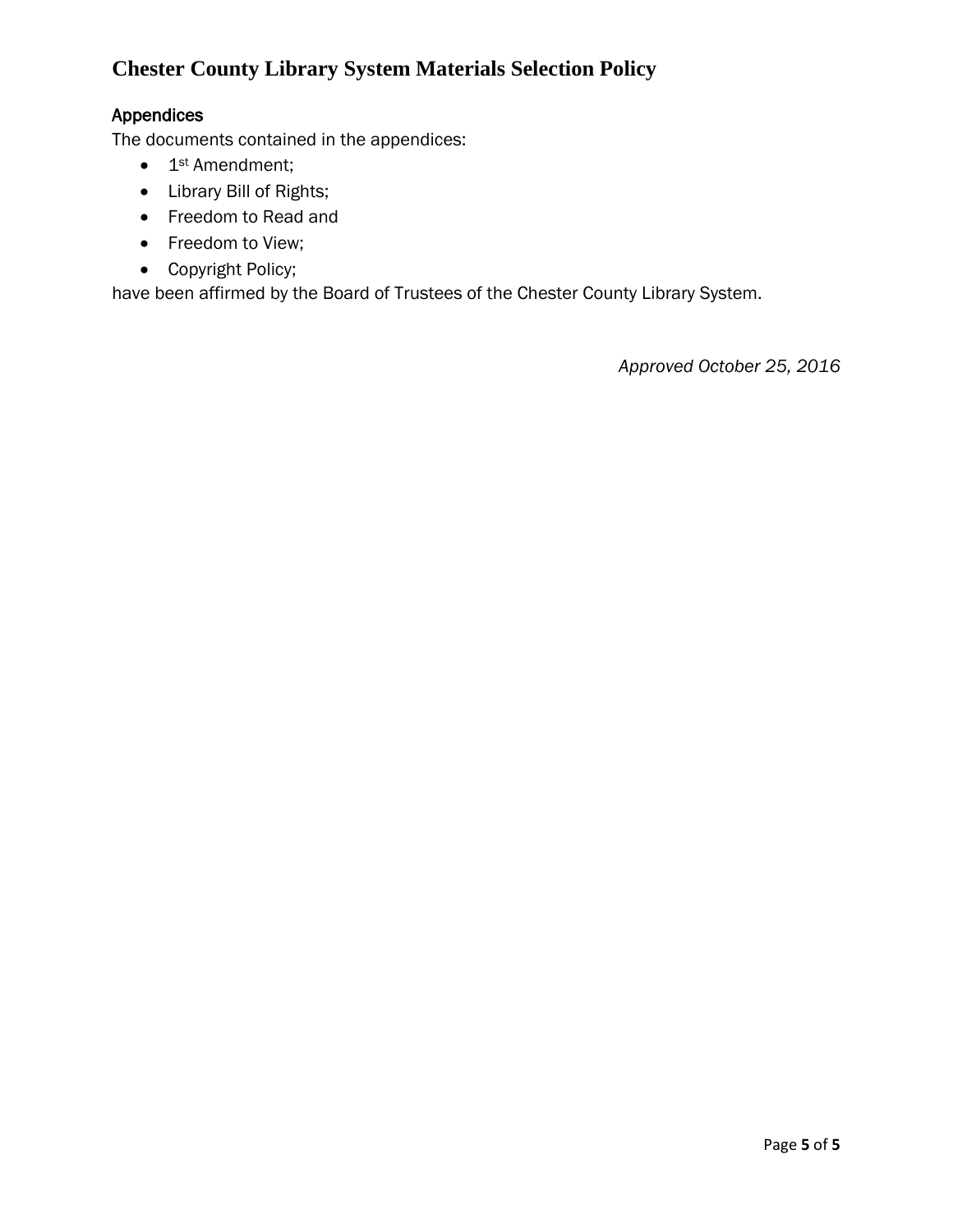# Chester County Library System Materials Selection Policy

## Appendices

The documents contained in the appendices:

- 1st Amendment;
- Library Bill of Rights;
- Freedom to Read and
- Freedom to View;
- Copyright Policy;

have been affirmed by the Board of Trustees of the Chester County Library System.

*Approved October 25, 2016*